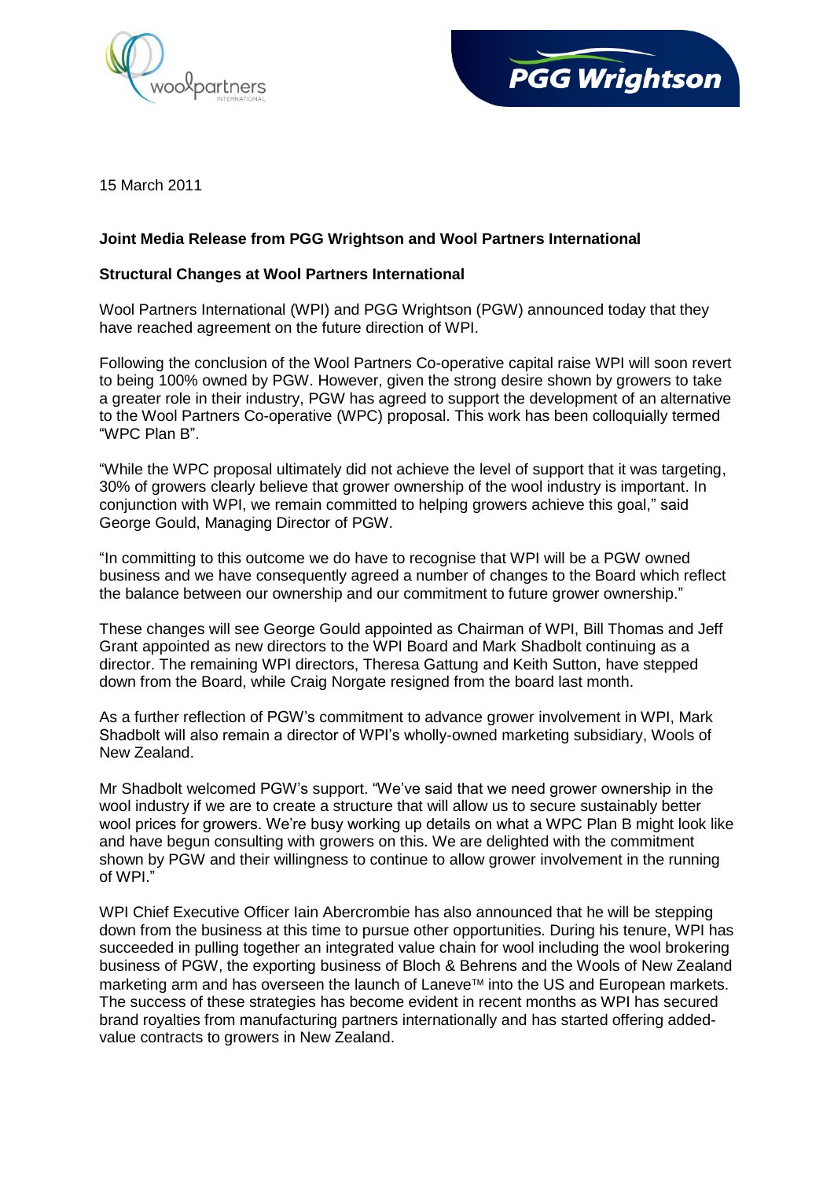15 March 2011

**Joint Media Release from PGG Wrightson and Wool Partners International**

**Structural Changes at Wool Partners International**

Wool Partners International (WPI) and PGG Wrightson (PGW) announced today that they have reached agreement on the future direction of WPI.

Following the conclusion of the Wool Partners Co-operative capital raise WPI will soon revert to being 100% owned by PGW. However, given the strong desire shown by growers to take a greater role in their industry, PGW has agreed to support the development of an alternative to the Wool Partners Co-operative (WPC) proposal. This work has been colloquially termed "WPC Plan B".

"While the WPC proposal ultimately did not achieve the level of support that it was targeting, 30% of growers clearly believe that grower ownership of the wool industry is important. In conjunction with WPI, we remain committed to helping growers achieve this goal," said George Gould, Managing Director of PGW.

"In committing to this outcome we do have to recognise that WPI will be a PGW owned business and we have consequently agreed a number of changes to the Board which reflect the balance between our ownership and our commitment to future grower ownership."

These changes will see George Gould appointed as Chairman of WPI, Bill Thomas and Jeff Grant appointed as new directors to the WPI Board and Mark Shadbolt continuing as a director. The remaining WPI directors, Theresa Gattung and Keith Sutton, have stepped down from the Board, while Craig Norgate resigned from the board last month.

As a further reflection of PGW's commitment to advance grower involvement in WPI, Mark Shadbolt will also remain a director of WPI's wholly-owned marketing subsidiary, Wools of New Zealand.

Mr Shadbolt welcomed PGW's support. "We've said that we need grower ownership in the wool industry if we are to create a structure that will allow us to secure sustainably better wool prices for growers. We're busy working up details on what a WPC Plan B might look like and have begun consulting with growers on this. We are delighted with the commitment shown by PGW and their willingness to continue to allow grower involvement in the running of WPI."

WPI Chief Executive Officer Iain Abercrombie has also announced that he will be stepping down from the business at this time to pursue other opportunities. During his tenure, WPI has succeeded in pulling together an integrated value chain for wool including the wool brokering business of PGW, the exporting business of Bloch & Behrens and the Wools of New Zealand marketing arm and has overseen the launch of Laneve™ into the US and European markets. The success of these strategies has become evident in recent months as WPI has secured brand royalties from manufacturing partners internationally and has started offering added-value contracts to growers in New Zealand.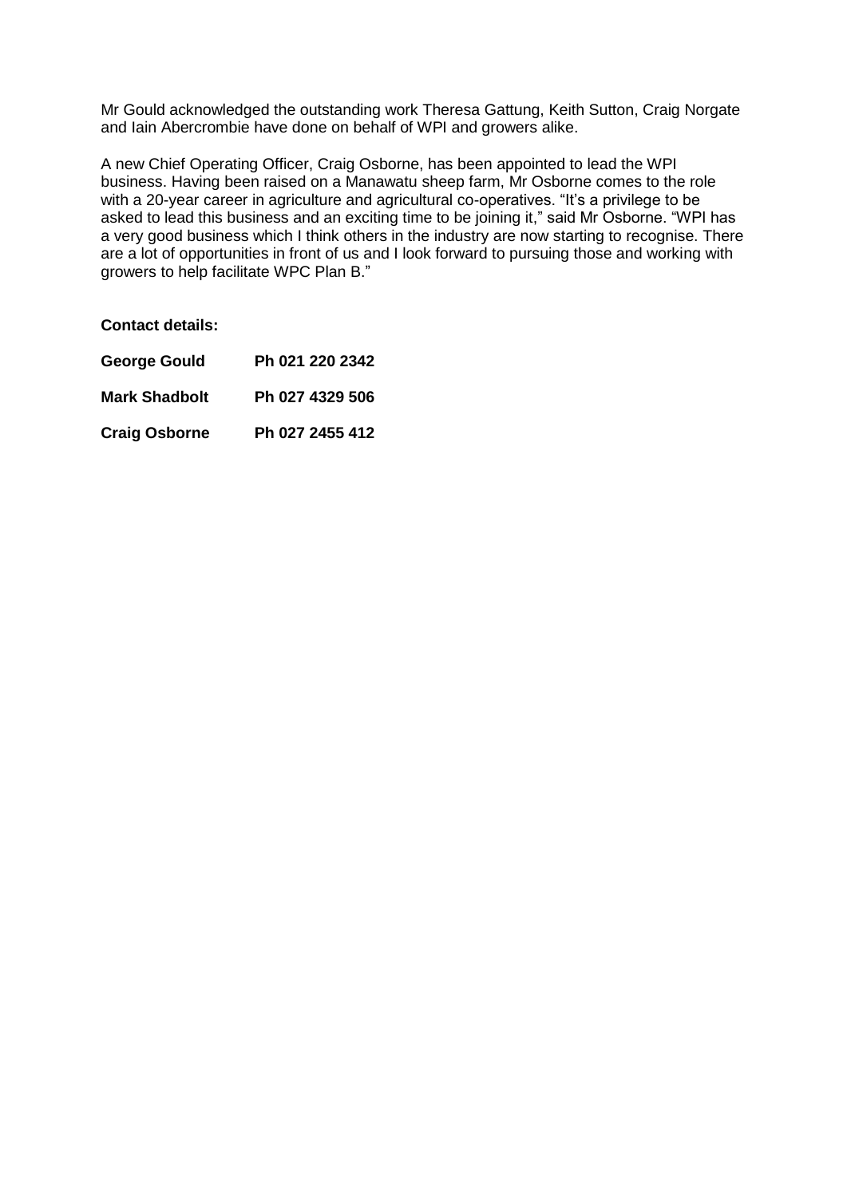Mr Gould acknowledged the outstanding work Theresa Gattung, Keith Sutton, Craig Norgate and Iain Abercrombie have done on behalf of WPI and growers alike.

A new Chief Operating Officer, Craig Osborne, has been appointed to lead the WPI business. Having been raised on a Manawatu sheep farm, Mr Osborne comes to the role with a 20-year career in agriculture and agricultural co-operatives. "It's a privilege to be asked to lead this business and an exciting time to be joining it," said Mr Osborne. "WPI has a very good business which I think others in the industry are now starting to recognise. There are a lot of opportunities in front of us and I look forward to pursuing those and working with growers to help facilitate WPC Plan B."

**Contact details:**

| | |
|---|---|
| **George Gould** | **Ph 021 220 2342** |
| **Mark Shadbolt** | **Ph 027 4329 506** |
| **Craig Osborne** | **Ph 027 2455 412** |